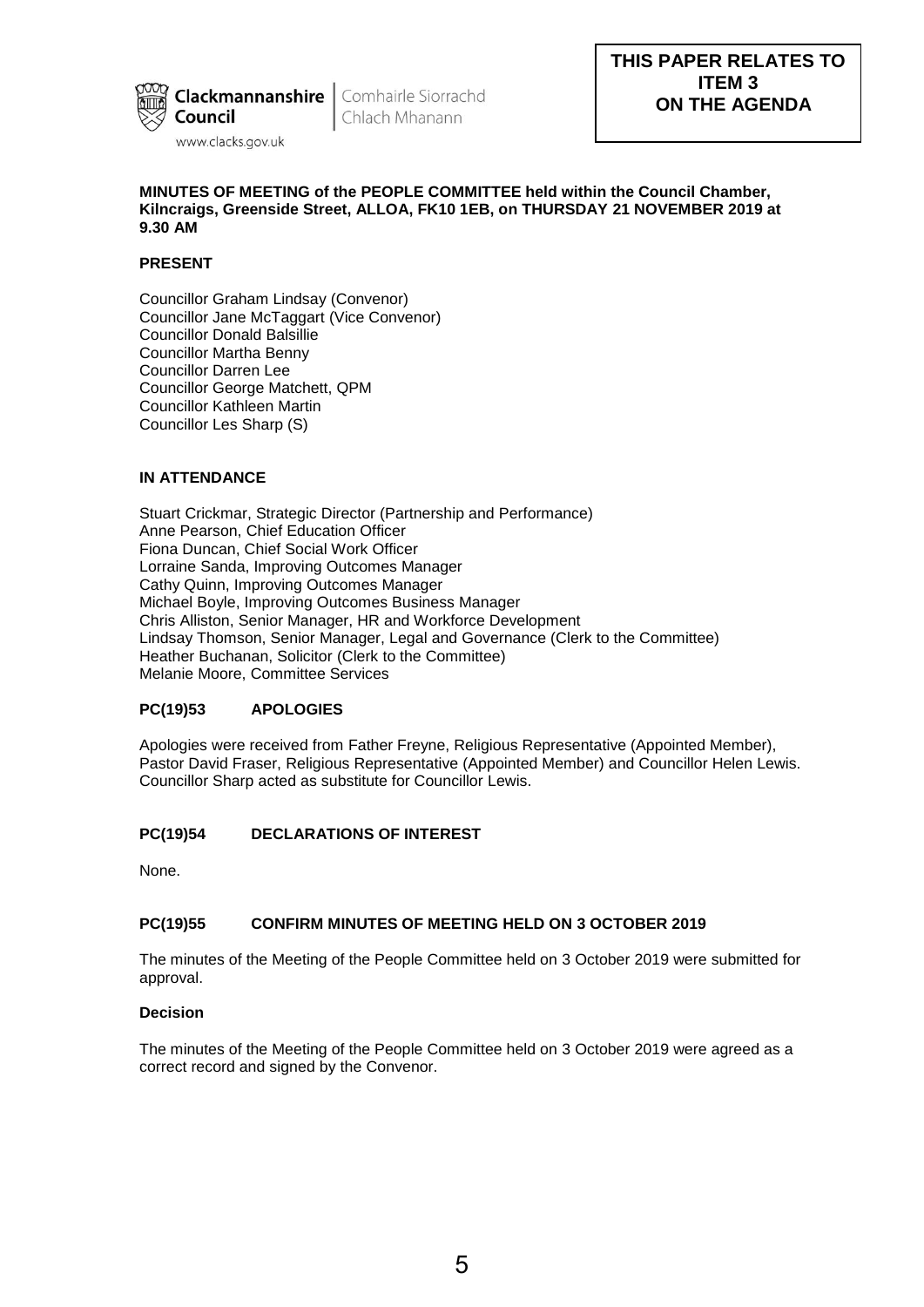Clackmannanshire Council | Comhairle Siorrachd Chlach Mhanann

www.clacks.gov.uk

**THIS PAPER RELATES TO ITEM 3 ON THE AGENDA**

**MINUTES OF MEETING of the PEOPLE COMMITTEE held within the Council Chamber, Kilncraigs, Greenside Street, ALLOA, FK10 1EB, on THURSDAY 21 NOVEMBER 2019 at 9.30 AM**

**PRESENT**

Councillor Graham Lindsay (Convenor)
Councillor Jane McTaggart (Vice Convenor)
Councillor Donald Balsillie
Councillor Martha Benny
Councillor Darren Lee
Councillor George Matchett, QPM
Councillor Kathleen Martin
Councillor Les Sharp (S)

**IN ATTENDANCE**

Stuart Crickmar, Strategic Director (Partnership and Performance)
Anne Pearson, Chief Education Officer
Fiona Duncan, Chief Social Work Officer
Lorraine Sanda, Improving Outcomes Manager
Cathy Quinn, Improving Outcomes Manager
Michael Boyle, Improving Outcomes Business Manager
Chris Alliston, Senior Manager, HR and Workforce Development
Lindsay Thomson, Senior Manager, Legal and Governance (Clerk to the Committee)
Heather Buchanan, Solicitor (Clerk to the Committee)
Melanie Moore, Committee Services

**PC(19)53 APOLOGIES**

Apologies were received from Father Freyne, Religious Representative (Appointed Member), Pastor David Fraser, Religious Representative (Appointed Member) and Councillor Helen Lewis. Councillor Sharp acted as substitute for Councillor Lewis.

**PC(19)54 DECLARATIONS OF INTEREST**

None.

**PC(19)55 CONFIRM MINUTES OF MEETING HELD ON 3 OCTOBER 2019**

The minutes of the Meeting of the People Committee held on 3 October 2019 were submitted for approval.

**Decision**

The minutes of the Meeting of the People Committee held on 3 October 2019 were agreed as a correct record and signed by the Convenor.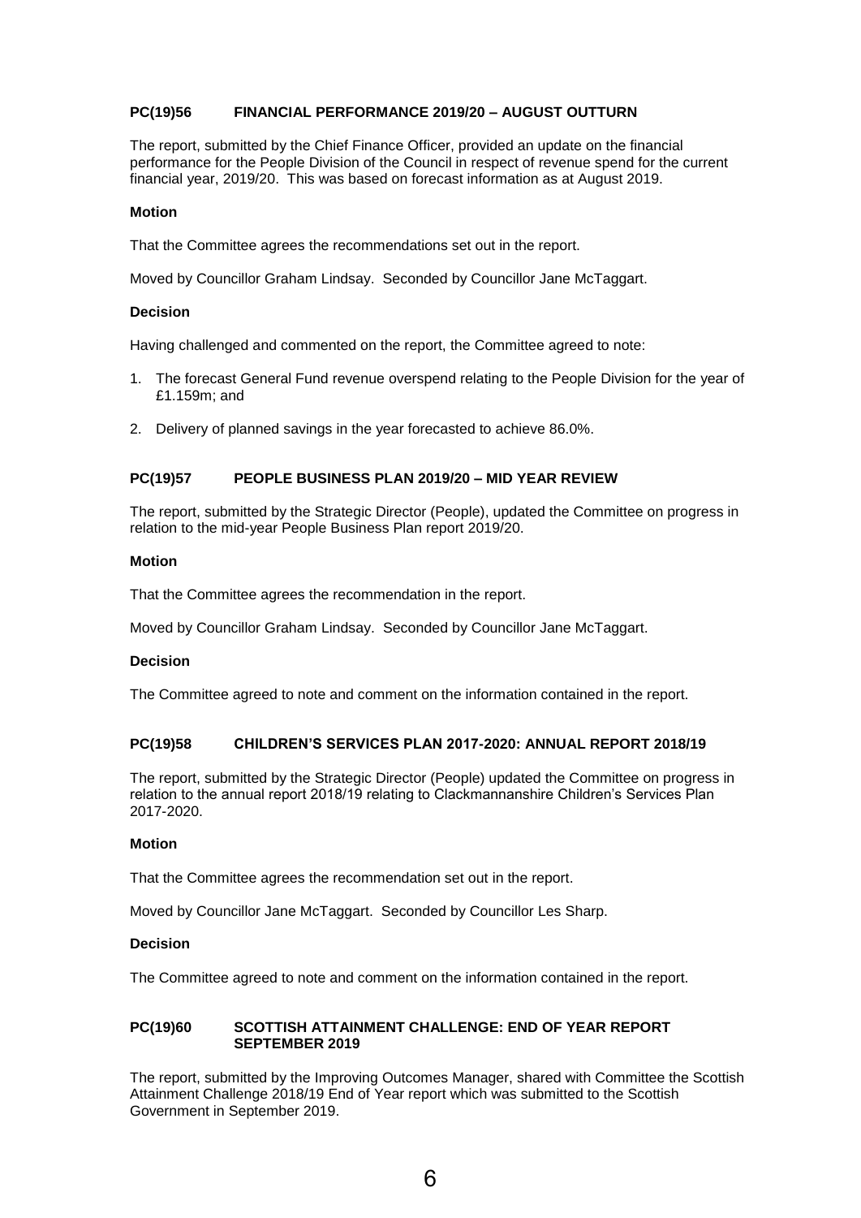**PC(19)56 FINANCIAL PERFORMANCE 2019/20 – AUGUST OUTTURN**

The report, submitted by the Chief Finance Officer, provided an update on the financial performance for the People Division of the Council in respect of revenue spend for the current financial year, 2019/20. This was based on forecast information as at August 2019.

**Motion**

That the Committee agrees the recommendations set out in the report.

Moved by Councillor Graham Lindsay. Seconded by Councillor Jane McTaggart.

**Decision**

Having challenged and commented on the report, the Committee agreed to note:

1. The forecast General Fund revenue overspend relating to the People Division for the year of £1.159m; and
2. Delivery of planned savings in the year forecasted to achieve 86.0%.

**PC(19)57 PEOPLE BUSINESS PLAN 2019/20 – MID YEAR REVIEW**

The report, submitted by the Strategic Director (People), updated the Committee on progress in relation to the mid-year People Business Plan report 2019/20.

**Motion**

That the Committee agrees the recommendation in the report.

Moved by Councillor Graham Lindsay. Seconded by Councillor Jane McTaggart.

**Decision**

The Committee agreed to note and comment on the information contained in the report.

**PC(19)58 CHILDREN'S SERVICES PLAN 2017-2020: ANNUAL REPORT 2018/19**

The report, submitted by the Strategic Director (People) updated the Committee on progress in relation to the annual report 2018/19 relating to Clackmannanshire Children's Services Plan 2017-2020.

**Motion**

That the Committee agrees the recommendation set out in the report.

Moved by Councillor Jane McTaggart. Seconded by Councillor Les Sharp.

**Decision**

The Committee agreed to note and comment on the information contained in the report.

**PC(19)60 SCOTTISH ATTAINMENT CHALLENGE: END OF YEAR REPORT SEPTEMBER 2019**

The report, submitted by the Improving Outcomes Manager, shared with Committee the Scottish Attainment Challenge 2018/19 End of Year report which was submitted to the Scottish Government in September 2019.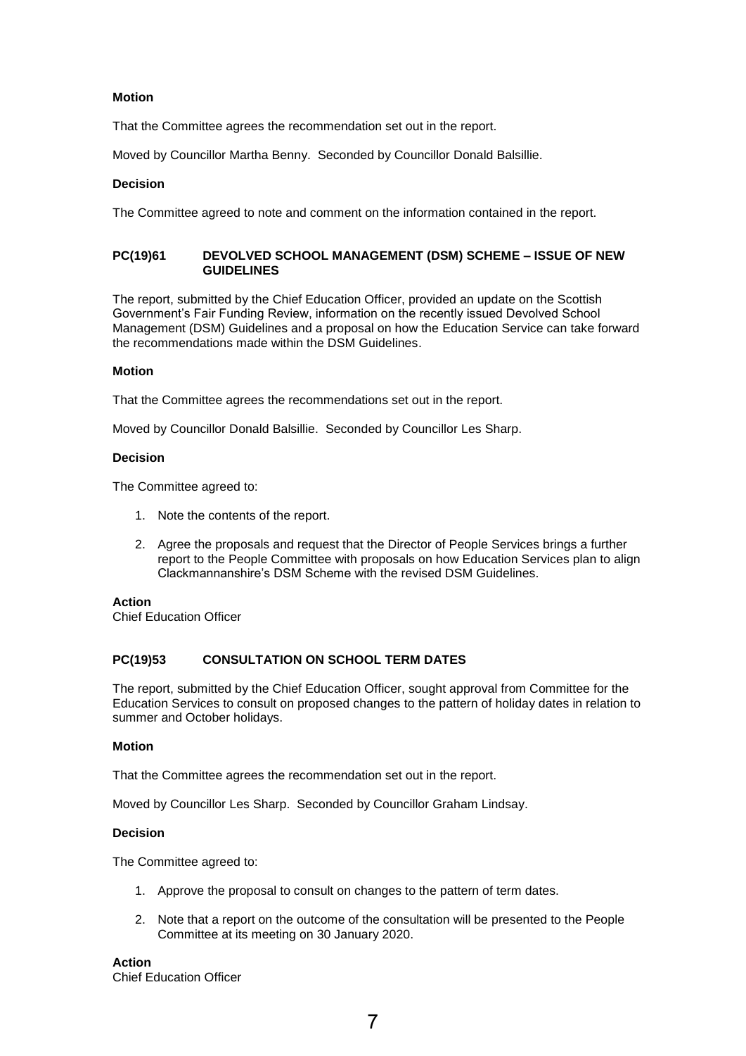**Motion**

That the Committee agrees the recommendation set out in the report.

Moved by Councillor Martha Benny. Seconded by Councillor Donald Balsillie.

**Decision**

The Committee agreed to note and comment on the information contained in the report.

## PC(19)61 DEVOLVED SCHOOL MANAGEMENT (DSM) SCHEME – ISSUE OF NEW GUIDELINES

The report, submitted by the Chief Education Officer, provided an update on the Scottish Government's Fair Funding Review, information on the recently issued Devolved School Management (DSM) Guidelines and a proposal on how the Education Service can take forward the recommendations made within the DSM Guidelines.

**Motion**

That the Committee agrees the recommendations set out in the report.

Moved by Councillor Donald Balsillie. Seconded by Councillor Les Sharp.

**Decision**

The Committee agreed to:

1. Note the contents of the report.
2. Agree the proposals and request that the Director of People Services brings a further report to the People Committee with proposals on how Education Services plan to align Clackmannanshire's DSM Scheme with the revised DSM Guidelines.

**Action**
Chief Education Officer

## PC(19)53 CONSULTATION ON SCHOOL TERM DATES

The report, submitted by the Chief Education Officer, sought approval from Committee for the Education Services to consult on proposed changes to the pattern of holiday dates in relation to summer and October holidays.

**Motion**

That the Committee agrees the recommendation set out in the report.

Moved by Councillor Les Sharp. Seconded by Councillor Graham Lindsay.

**Decision**

The Committee agreed to:

1. Approve the proposal to consult on changes to the pattern of term dates.
2. Note that a report on the outcome of the consultation will be presented to the People Committee at its meeting on 30 January 2020.

**Action**
Chief Education Officer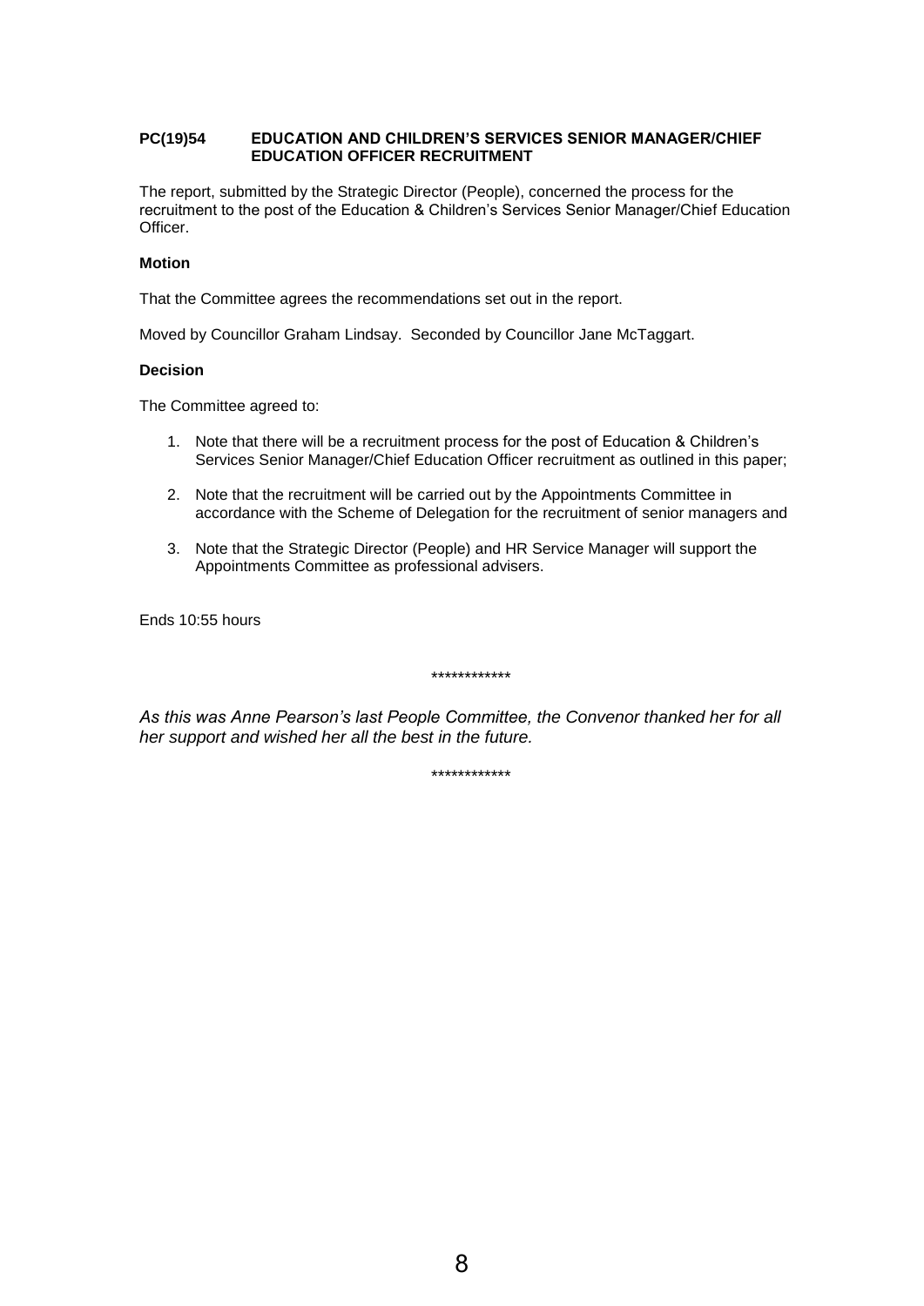**PC(19)54 EDUCATION AND CHILDREN'S SERVICES SENIOR MANAGER/CHIEF EDUCATION OFFICER RECRUITMENT**

The report, submitted by the Strategic Director (People), concerned the process for the recruitment to the post of the Education & Children's Services Senior Manager/Chief Education Officer.

**Motion**

That the Committee agrees the recommendations set out in the report.

Moved by Councillor Graham Lindsay. Seconded by Councillor Jane McTaggart.

**Decision**

The Committee agreed to:

1. Note that there will be a recruitment process for the post of Education & Children's Services Senior Manager/Chief Education Officer recruitment as outlined in this paper;
2. Note that the recruitment will be carried out by the Appointments Committee in accordance with the Scheme of Delegation for the recruitment of senior managers and
3. Note that the Strategic Director (People) and HR Service Manager will support the Appointments Committee as professional advisers.

Ends 10:55 hours

************

*As this was Anne Pearson's last People Committee, the Convenor thanked her for all her support and wished her all the best in the future.*

************